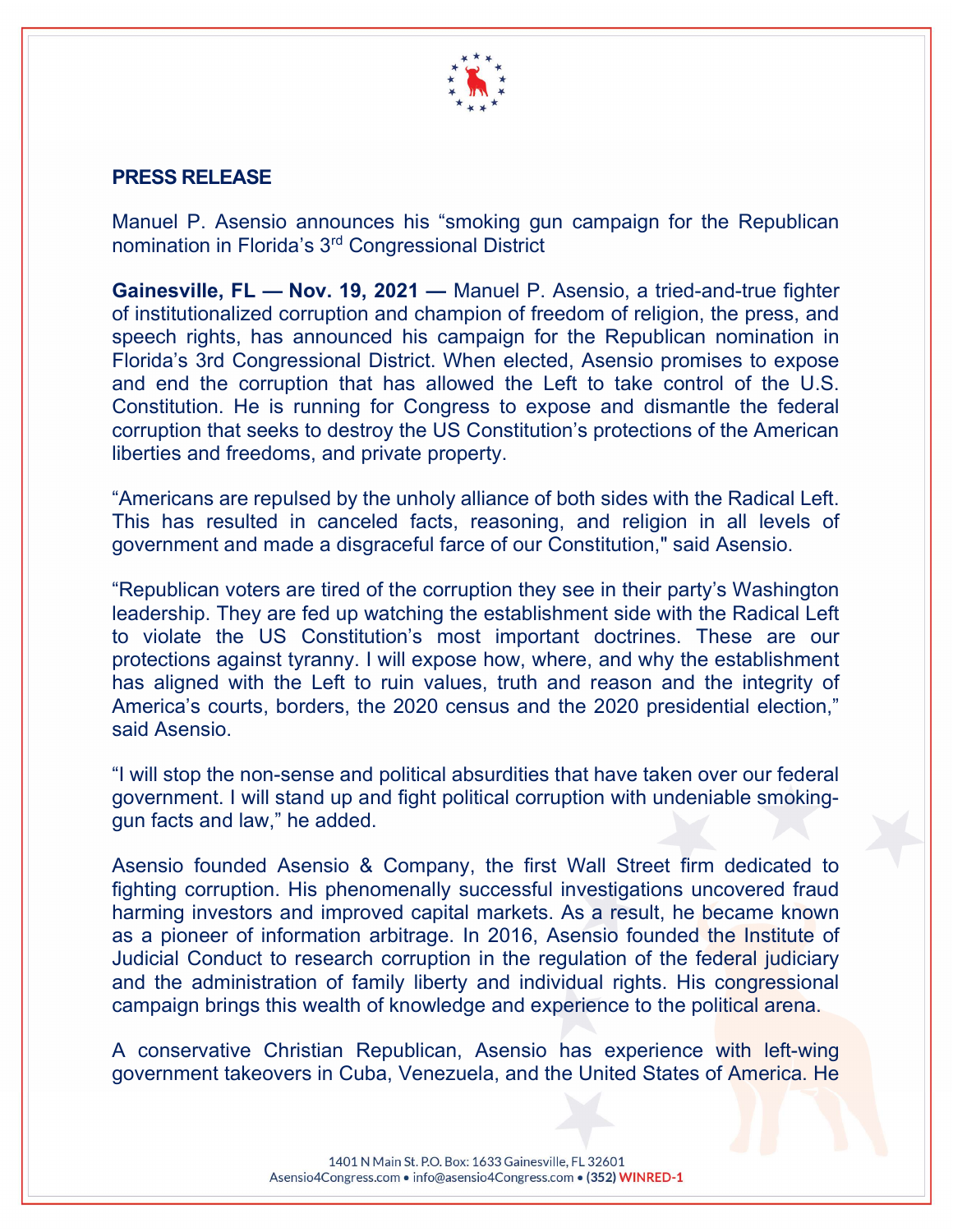**PRESS RELEASE**

Manuel P. Asensio announces his "smoking gun campaign for the Republican nomination in Florida's 3rd Congressional District

**Gainesville, FL — Nov. 19, 2021 —** Manuel P. Asensio, a tried-and-true fighter of institutionalized corruption and champion of freedom of religion, the press, and speech rights, has announced his campaign for the Republican nomination in Florida's 3rd Congressional District. When elected, Asensio promises to expose and end the corruption that has allowed the Left to take control of the U.S. Constitution. He is running for Congress to expose and dismantle the federal corruption that seeks to destroy the US Constitution's protections of the American liberties and freedoms, and private property.

"Americans are repulsed by the unholy alliance of both sides with the Radical Left. This has resulted in canceled facts, reasoning, and religion in all levels of government and made a disgraceful farce of our Constitution," said Asensio.

"Republican voters are tired of the corruption they see in their party's Washington leadership. They are fed up watching the establishment side with the Radical Left to violate the US Constitution's most important doctrines. These are our protections against tyranny. I will expose how, where, and why the establishment has aligned with the Left to ruin values, truth and reason and the integrity of America's courts, borders, the 2020 census and the 2020 presidential election," said Asensio.

"I will stop the non-sense and political absurdities that have taken over our federal government. I will stand up and fight political corruption with undeniable smoking-gun facts and law," he added.

Asensio founded Asensio & Company, the first Wall Street firm dedicated to fighting corruption. His phenomenally successful investigations uncovered fraud harming investors and improved capital markets. As a result, he became known as a pioneer of information arbitrage. In 2016, Asensio founded the Institute of Judicial Conduct to research corruption in the regulation of the federal judiciary and the administration of family liberty and individual rights. His congressional campaign brings this wealth of knowledge and experience to the political arena.

A conservative Christian Republican, Asensio has experience with left-wing government takeovers in Cuba, Venezuela, and the United States of America. He

1401 N Main St. P.O. Box: 1633 Gainesville, FL 32601
Asensio4Congress.com • info@asensio4Congress.com • (352) WINRED-1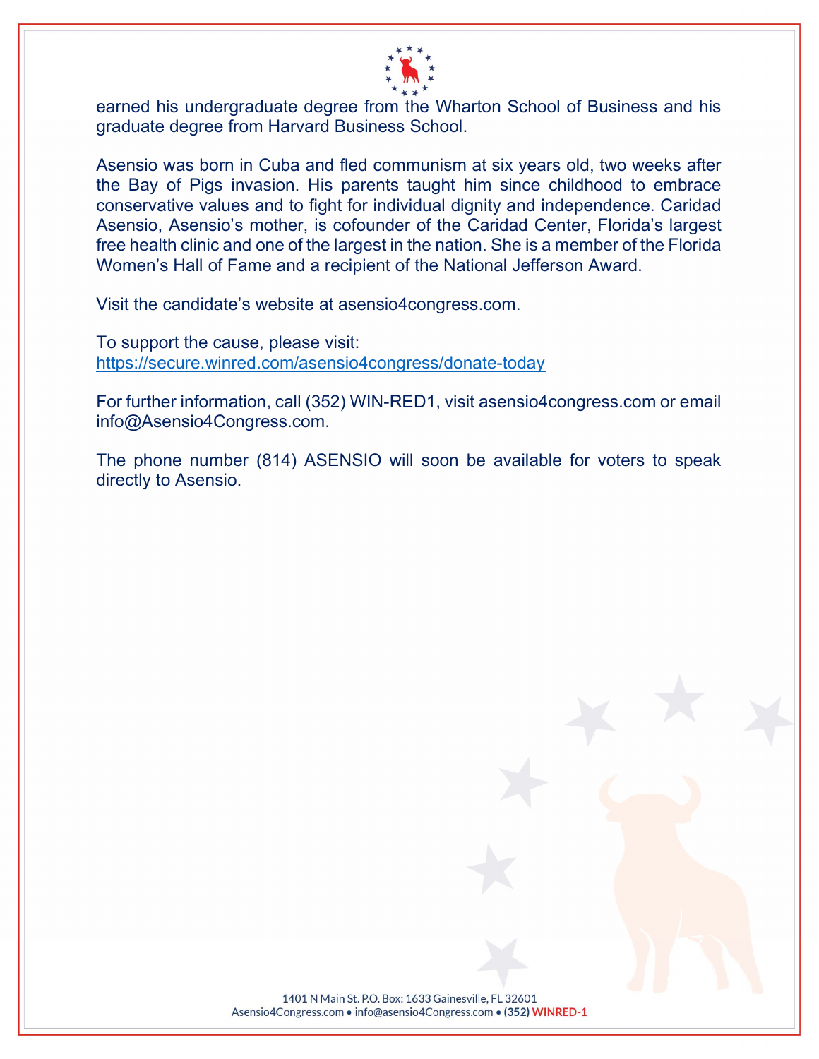earned his undergraduate degree from the Wharton School of Business and his graduate degree from Harvard Business School.

Asensio was born in Cuba and fled communism at six years old, two weeks after the Bay of Pigs invasion. His parents taught him since childhood to embrace conservative values and to fight for individual dignity and independence. Caridad Asensio, Asensio's mother, is cofounder of the Caridad Center, Florida's largest free health clinic and one of the largest in the nation. She is a member of the Florida Women's Hall of Fame and a recipient of the National Jefferson Award.

Visit the candidate's website at asensio4congress.com.

To support the cause, please visit:
https://secure.winred.com/asensio4congress/donate-today

For further information, call (352) WIN-RED1, visit asensio4congress.com or email info@Asensio4Congress.com.

The phone number (814) ASENSIO will soon be available for voters to speak directly to Asensio.